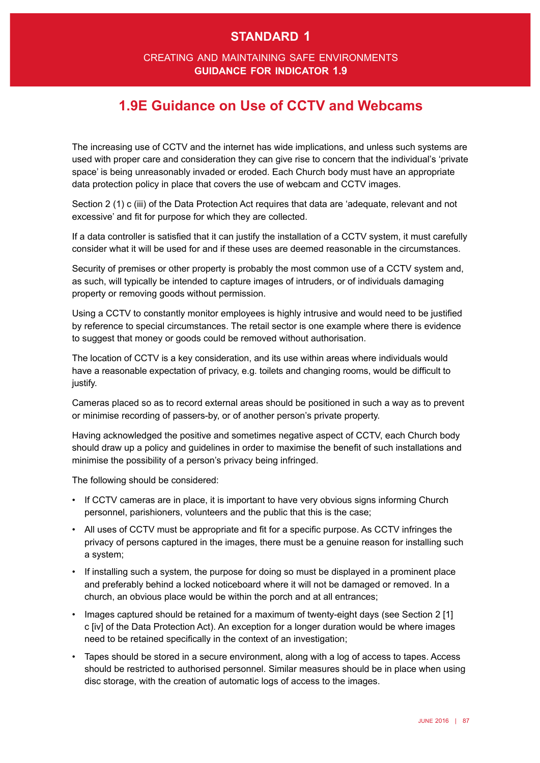# STANDARD 1

## CREATING AND MAINTAINING SAFE ENVIRONMENTS
**GUIDANCE FOR INDICATOR 1.9**

## 1.9E Guidance on Use of CCTV and Webcams

The increasing use of CCTV and the internet has wide implications, and unless such systems are used with proper care and consideration they can give rise to concern that the individual's 'private space' is being unreasonably invaded or eroded. Each Church body must have an appropriate data protection policy in place that covers the use of webcam and CCTV images.

Section 2 (1) c (iii) of the Data Protection Act requires that data are 'adequate, relevant and not excessive' and fit for purpose for which they are collected.

If a data controller is satisfied that it can justify the installation of a CCTV system, it must carefully consider what it will be used for and if these uses are deemed reasonable in the circumstances.

Security of premises or other property is probably the most common use of a CCTV system and, as such, will typically be intended to capture images of intruders, or of individuals damaging property or removing goods without permission.

Using a CCTV to constantly monitor employees is highly intrusive and would need to be justified by reference to special circumstances. The retail sector is one example where there is evidence to suggest that money or goods could be removed without authorisation.

The location of CCTV is a key consideration, and its use within areas where individuals would have a reasonable expectation of privacy, e.g. toilets and changing rooms, would be difficult to justify.

Cameras placed so as to record external areas should be positioned in such a way as to prevent or minimise recording of passers-by, or of another person's private property.

Having acknowledged the positive and sometimes negative aspect of CCTV, each Church body should draw up a policy and guidelines in order to maximise the benefit of such installations and minimise the possibility of a person's privacy being infringed.

The following should be considered:

- If CCTV cameras are in place, it is important to have very obvious signs informing Church personnel, parishioners, volunteers and the public that this is the case;
- All uses of CCTV must be appropriate and fit for a specific purpose. As CCTV infringes the privacy of persons captured in the images, there must be a genuine reason for installing such a system;
- If installing such a system, the purpose for doing so must be displayed in a prominent place and preferably behind a locked noticeboard where it will not be damaged or removed. In a church, an obvious place would be within the porch and at all entrances;
- Images captured should be retained for a maximum of twenty-eight days (see Section 2 [1] c [iv] of the Data Protection Act). An exception for a longer duration would be where images need to be retained specifically in the context of an investigation;
- Tapes should be stored in a secure environment, along with a log of access to tapes. Access should be restricted to authorised personnel. Similar measures should be in place when using disc storage, with the creation of automatic logs of access to the images.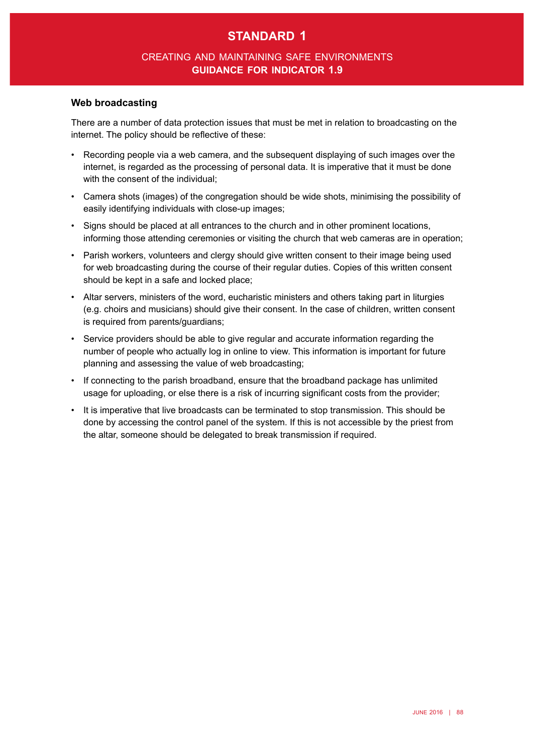# STANDARD 1

## CREATING AND MAINTAINING SAFE ENVIRONMENTS
## GUIDANCE FOR INDICATOR 1.9

### Web broadcasting

There are a number of data protection issues that must be met in relation to broadcasting on the internet. The policy should be reflective of these:

- Recording people via a web camera, and the subsequent displaying of such images over the internet, is regarded as the processing of personal data. It is imperative that it must be done with the consent of the individual;
- Camera shots (images) of the congregation should be wide shots, minimising the possibility of easily identifying individuals with close-up images;
- Signs should be placed at all entrances to the church and in other prominent locations, informing those attending ceremonies or visiting the church that web cameras are in operation;
- Parish workers, volunteers and clergy should give written consent to their image being used for web broadcasting during the course of their regular duties. Copies of this written consent should be kept in a safe and locked place;
- Altar servers, ministers of the word, eucharistic ministers and others taking part in liturgies (e.g. choirs and musicians) should give their consent. In the case of children, written consent is required from parents/guardians;
- Service providers should be able to give regular and accurate information regarding the number of people who actually log in online to view. This information is important for future planning and assessing the value of web broadcasting;
- If connecting to the parish broadband, ensure that the broadband package has unlimited usage for uploading, or else there is a risk of incurring significant costs from the provider;
- It is imperative that live broadcasts can be terminated to stop transmission. This should be done by accessing the control panel of the system. If this is not accessible by the priest from the altar, someone should be delegated to break transmission if required.